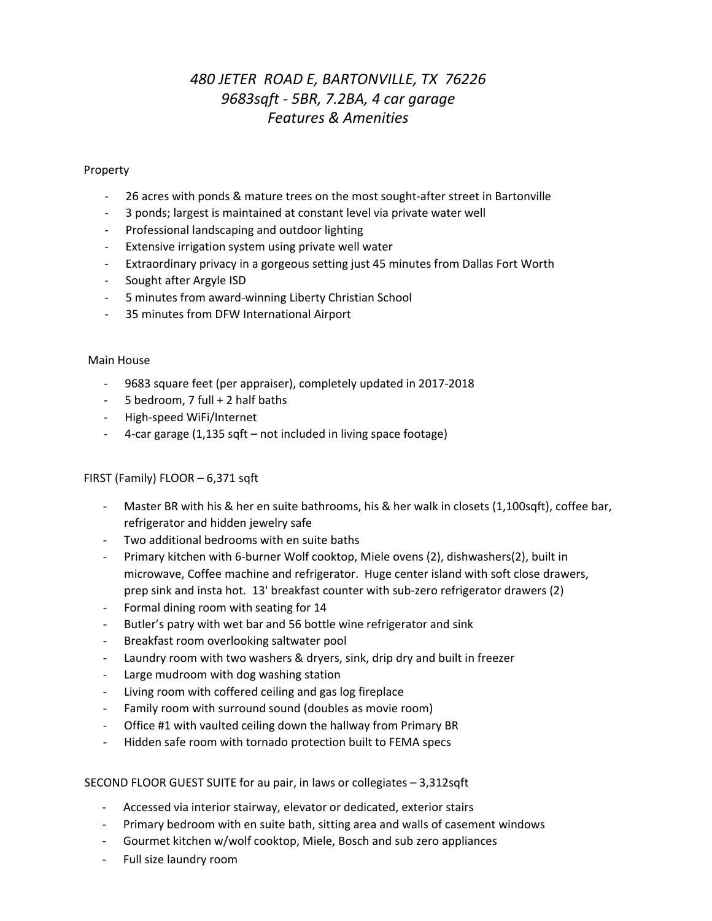# *480 JETER ROAD E, BARTONVILLE, TX 76226*
# *9683sqft - 5BR, 7.2BA, 4 car garage*
# *Features & Amenities*

Property

- 26 acres with ponds & mature trees on the most sought-after street in Bartonville
- 3 ponds; largest is maintained at constant level via private water well
- Professional landscaping and outdoor lighting
- Extensive irrigation system using private well water
- Extraordinary privacy in a gorgeous setting just 45 minutes from Dallas Fort Worth
- Sought after Argyle ISD
- 5 minutes from award-winning Liberty Christian School
- 35 minutes from DFW International Airport

Main House

- 9683 square feet (per appraiser), completely updated in 2017-2018
- 5 bedroom, 7 full + 2 half baths
- High-speed WiFi/Internet
- 4-car garage (1,135 sqft – not included in living space footage)

FIRST (Family) FLOOR – 6,371 sqft

- Master BR with his & her en suite bathrooms, his & her walk in closets (1,100sqft), coffee bar, refrigerator and hidden jewelry safe
- Two additional bedrooms with en suite baths
- Primary kitchen with 6-burner Wolf cooktop, Miele ovens (2), dishwashers(2), built in microwave, Coffee machine and refrigerator. Huge center island with soft close drawers, prep sink and insta hot. 13' breakfast counter with sub-zero refrigerator drawers (2)
- Formal dining room with seating for 14
- Butler's patry with wet bar and 56 bottle wine refrigerator and sink
- Breakfast room overlooking saltwater pool
- Laundry room with two washers & dryers, sink, drip dry and built in freezer
- Large mudroom with dog washing station
- Living room with coffered ceiling and gas log fireplace
- Family room with surround sound (doubles as movie room)
- Office #1 with vaulted ceiling down the hallway from Primary BR
- Hidden safe room with tornado protection built to FEMA specs

SECOND FLOOR GUEST SUITE for au pair, in laws or collegiates – 3,312sqft

- Accessed via interior stairway, elevator or dedicated, exterior stairs
- Primary bedroom with en suite bath, sitting area and walls of casement windows
- Gourmet kitchen w/wolf cooktop, Miele, Bosch and sub zero appliances
- Full size laundry room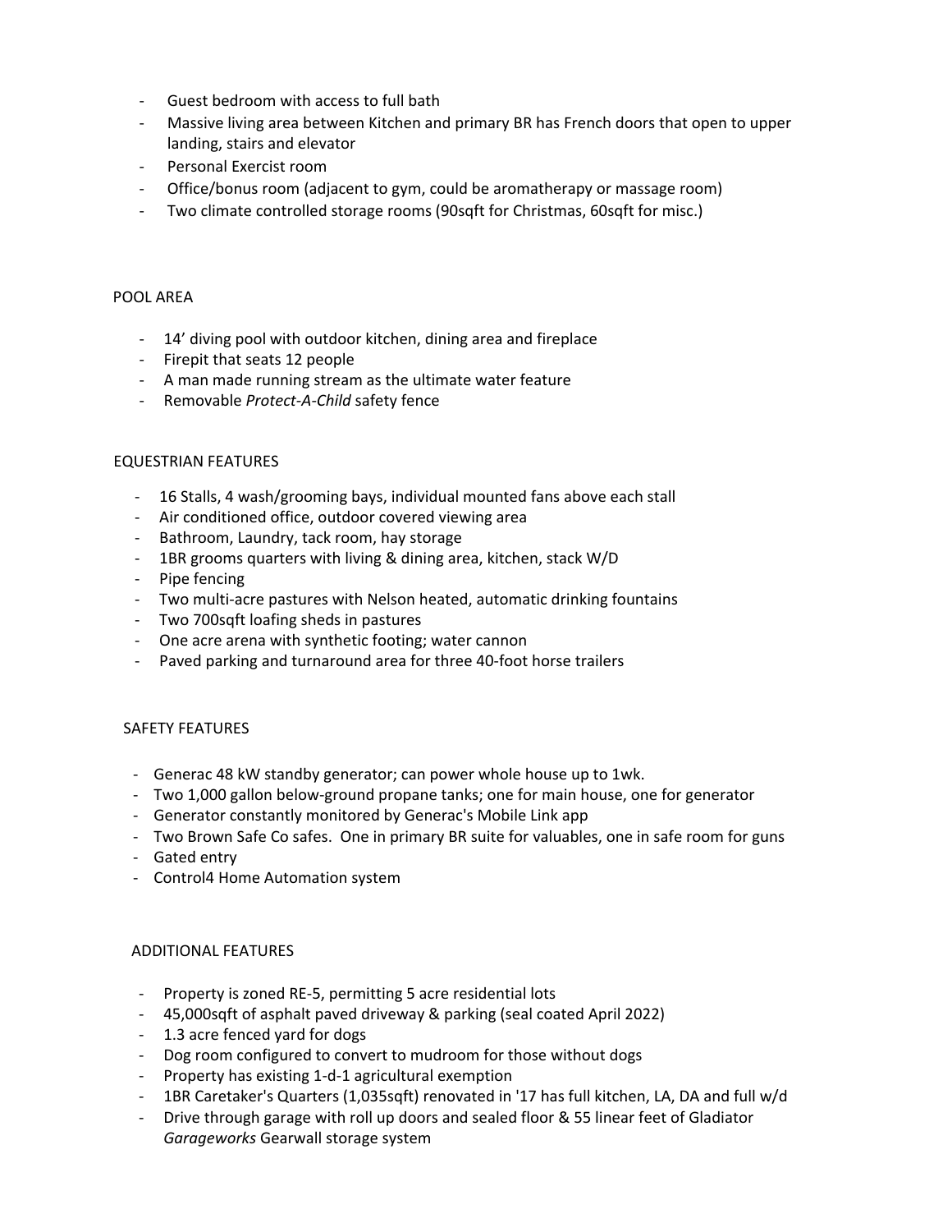- Guest bedroom with access to full bath
- Massive living area between Kitchen and primary BR has French doors that open to upper landing, stairs and elevator
- Personal Exercist room
- Office/bonus room (adjacent to gym, could be aromatherapy or massage room)
- Two climate controlled storage rooms (90sqft for Christmas, 60sqft for misc.)

## POOL AREA

- 14' diving pool with outdoor kitchen, dining area and fireplace
- Firepit that seats 12 people
- A man made running stream as the ultimate water feature
- Removable *Protect-A-Child* safety fence

## EQUESTRIAN FEATURES

- 16 Stalls, 4 wash/grooming bays, individual mounted fans above each stall
- Air conditioned office, outdoor covered viewing area
- Bathroom, Laundry, tack room, hay storage
- 1BR grooms quarters with living & dining area, kitchen, stack W/D
- Pipe fencing
- Two multi-acre pastures with Nelson heated, automatic drinking fountains
- Two 700sqft loafing sheds in pastures
- One acre arena with synthetic footing; water cannon
- Paved parking and turnaround area for three 40-foot horse trailers

## SAFETY FEATURES

- Generac 48 kW standby generator; can power whole house up to 1wk.
- Two 1,000 gallon below-ground propane tanks; one for main house, one for generator
- Generator constantly monitored by Generac's Mobile Link app
- Two Brown Safe Co safes. One in primary BR suite for valuables, one in safe room for guns
- Gated entry
- Control4 Home Automation system

## ADDITIONAL FEATURES

- Property is zoned RE-5, permitting 5 acre residential lots
- 45,000sqft of asphalt paved driveway & parking (seal coated April 2022)
- 1.3 acre fenced yard for dogs
- Dog room configured to convert to mudroom for those without dogs
- Property has existing 1-d-1 agricultural exemption
- 1BR Caretaker's Quarters (1,035sqft) renovated in '17 has full kitchen, LA, DA and full w/d
- Drive through garage with roll up doors and sealed floor & 55 linear feet of Gladiator *Garageworks* Gearwall storage system